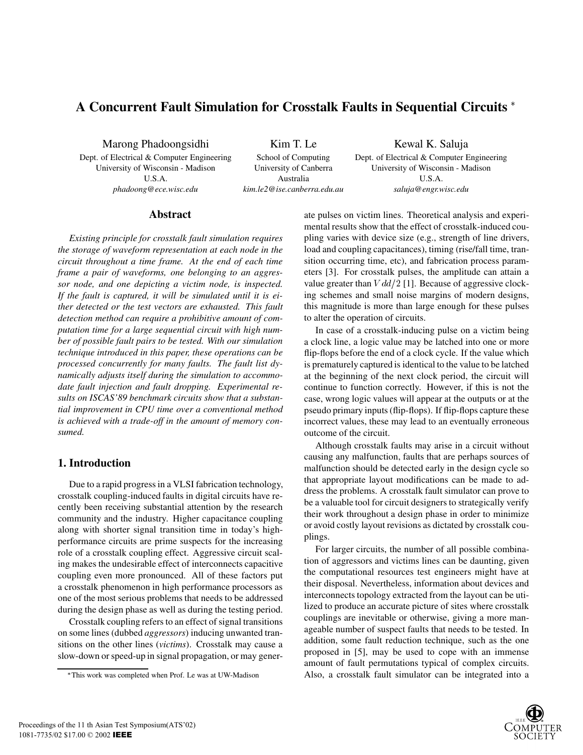# A Concurrent Fault Simulation for Crosstalk Faults in Sequential Circuits *

Marong Phadoongsidhi
Dept. of Electrical & Computer Engineering
University of Wisconsin - Madison
U.S.A.
*phadoong@ece.wisc.edu*

Kim T. Le
School of Computing
University of Canberra
Australia
*kim.le2@ise.canberra.edu.au*

Kewal K. Saluja
Dept. of Electrical & Computer Engineering
University of Wisconsin - Madison
U.S.A.
*saluja@engr.wisc.edu*

## Abstract

*Existing principle for crosstalk fault simulation requires the storage of waveform representation at each node in the circuit throughout a time frame. At the end of each time frame a pair of waveforms, one belonging to an aggressor node, and one depicting a victim node, is inspected. If the fault is captured, it will be simulated until it is either detected or the test vectors are exhausted. This fault detection method can require a prohibitive amount of computation time for a large sequential circuit with high number of possible fault pairs to be tested. With our simulation technique introduced in this paper, these operations can be processed concurrently for many faults. The fault list dynamically adjusts itself during the simulation to accommodate fault injection and fault dropping. Experimental results on ISCAS'89 benchmark circuits show that a substantial improvement in CPU time over a conventional method is achieved with a trade-off in the amount of memory consumed.*

## 1. Introduction

Due to a rapid progress in a VLSI fabrication technology, crosstalk coupling-induced faults in digital circuits have recently been receiving substantial attention by the research community and the industry. Higher capacitance coupling along with shorter signal transition time in today's high-performance circuits are prime suspects for the increasing role of a crosstalk coupling effect. Aggressive circuit scaling makes the undesirable effect of interconnects capacitive coupling even more pronounced. All of these factors put a crosstalk phenomenon in high performance processors as one of the most serious problems that needs to be addressed during the design phase as well as during the testing period.

Crosstalk coupling refers to an effect of signal transitions on some lines (dubbed *aggressors*) inducing unwanted transitions on the other lines (*victims*). Crosstalk may cause a slow-down or speed-up in signal propagation, or may generate pulses on victim lines. Theoretical analysis and experimental results show that the effect of crosstalk-induced coupling varies with device size (e.g., strength of line drivers, load and coupling capacitances), timing (rise/fall time, transition occurring time, etc), and fabrication process parameters [3]. For crosstalk pulses, the amplitude can attain a value greater than $Vdd/2$ [1]. Because of aggressive clocking schemes and small noise margins of modern designs, this magnitude is more than large enough for these pulses to alter the operation of circuits.

In case of a crosstalk-inducing pulse on a victim being a clock line, a logic value may be latched into one or more flip-flops before the end of a clock cycle. If the value which is prematurely captured is identical to the value to be latched at the beginning of the next clock period, the circuit will continue to function correctly. However, if this is not the case, wrong logic values will appear at the outputs or at the pseudo primary inputs (flip-flops). If flip-flops capture these incorrect values, these may lead to an eventually erroneous outcome of the circuit.

Although crosstalk faults may arise in a circuit without causing any malfunction, faults that are perhaps sources of malfunction should be detected early in the design cycle so that appropriate layout modifications can be made to address the problems. A crosstalk fault simulator can prove to be a valuable tool for circuit designers to strategically verify their work throughout a design phase in order to minimize or avoid costly layout revisions as dictated by crosstalk couplings.

For larger circuits, the number of all possible combination of aggressors and victims lines can be daunting, given the computational resources test engineers might have at their disposal. Nevertheless, information about devices and interconnects topology extracted from the layout can be utilized to produce an accurate picture of sites where crosstalk couplings are inevitable or otherwise, giving a more manageable number of suspect faults that needs to be tested. In addition, some fault reduction technique, such as the one proposed in [5], may be used to cope with an immense amount of fault permutations typical of complex circuits. Also, a crosstalk fault simulator can be integrated into a

*This work was completed when Prof. Le was at UW-Madison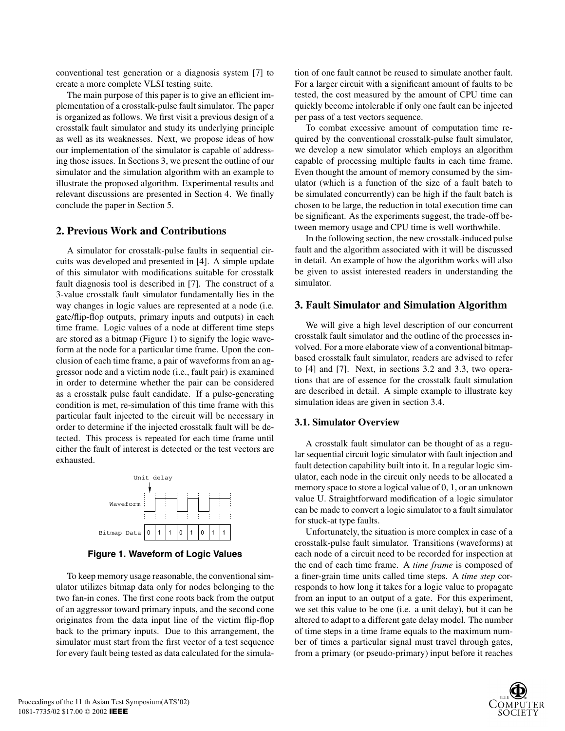conventional test generation or a diagnosis system [7] to create a more complete VLSI testing suite.

The main purpose of this paper is to give an efficient implementation of a crosstalk-pulse fault simulator. The paper is organized as follows. We first visit a previous design of a crosstalk fault simulator and study its underlying principle as well as its weaknesses. Next, we propose ideas of how our implementation of the simulator is capable of addressing those issues. In Sections 3, we present the outline of our simulator and the simulation algorithm with an example to illustrate the proposed algorithm. Experimental results and relevant discussions are presented in Section 4. We finally conclude the paper in Section 5.

## 2. Previous Work and Contributions

A simulator for crosstalk-pulse faults in sequential circuits was developed and presented in [4]. A simple update of this simulator with modifications suitable for crosstalk fault diagnosis tool is described in [7]. The construct of a 3-value crosstalk fault simulator fundamentally lies in the way changes in logic values are represented at a node (i.e. gate/flip-flop outputs, primary inputs and outputs) in each time frame. Logic values of a node at different time steps are stored as a bitmap (Figure 1) to signify the logic waveform at the node for a particular time frame. Upon the conclusion of each time frame, a pair of waveforms from an aggressor node and a victim node (i.e., fault pair) is examined in order to determine whether the pair can be considered as a crosstalk pulse fault candidate. If a pulse-generating condition is met, re-simulation of this time frame with this particular fault injected to the circuit will be necessary in order to determine if the injected crosstalk fault will be detected. This process is repeated for each time frame until either the fault of interest is detected or the test vectors are exhausted.

Unit delay

Waveform

Bitmap Data 0 1 1 0 1 0 1 1

**Figure 1. Waveform of Logic Values**

To keep memory usage reasonable, the conventional simulator utilizes bitmap data only for nodes belonging to the two fan-in cones. The first cone roots back from the output of an aggressor toward primary inputs, and the second cone originates from the data input line of the victim flip-flop back to the primary inputs. Due to this arrangement, the simulator must start from the first vector of a test sequence for every fault being tested as data calculated for the simulation of one fault cannot be reused to simulate another fault. For a larger circuit with a significant amount of faults to be tested, the cost measured by the amount of CPU time can quickly become intolerable if only one fault can be injected per pass of a test vectors sequence.

To combat excessive amount of computation time required by the conventional crosstalk-pulse fault simulator, we develop a new simulator which employs an algorithm capable of processing multiple faults in each time frame. Even thought the amount of memory consumed by the simulator (which is a function of the size of a fault batch to be simulated concurrently) can be high if the fault batch is chosen to be large, the reduction in total execution time can be significant. As the experiments suggest, the trade-off between memory usage and CPU time is well worthwhile.

In the following section, the new crosstalk-induced pulse fault and the algorithm associated with it will be discussed in detail. An example of how the algorithm works will also be given to assist interested readers in understanding the simulator.

## 3. Fault Simulator and Simulation Algorithm

We will give a high level description of our concurrent crosstalk fault simulator and the outline of the processes involved. For a more elaborate view of a conventional bitmap-based crosstalk fault simulator, readers are advised to refer to [4] and [7]. Next, in sections 3.2 and 3.3, two operations that are of essence for the crosstalk fault simulation are described in detail. A simple example to illustrate key simulation ideas are given in section 3.4.

### 3.1. Simulator Overview

A crosstalk fault simulator can be thought of as a regular sequential circuit logic simulator with fault injection and fault detection capability built into it. In a regular logic simulator, each node in the circuit only needs to be allocated a memory space to store a logical value of 0, 1, or an unknown value U. Straightforward modification of a logic simulator can be made to convert a logic simulator to a fault simulator for stuck-at type faults.

Unfortunately, the situation is more complex in case of a crosstalk-pulse fault simulator. Transitions (waveforms) at each node of a circuit need to be recorded for inspection at the end of each time frame. A *time frame* is composed of a finer-grain time units called time steps. A *time step* corresponds to how long it takes for a logic value to propagate from an input to an output of a gate. For this experiment, we set this value to be one (i.e. a unit delay), but it can be altered to adapt to a different gate delay model. The number of time steps in a time frame equals to the maximum number of times a particular signal must travel through gates, from a primary (or pseudo-primary) input before it reaches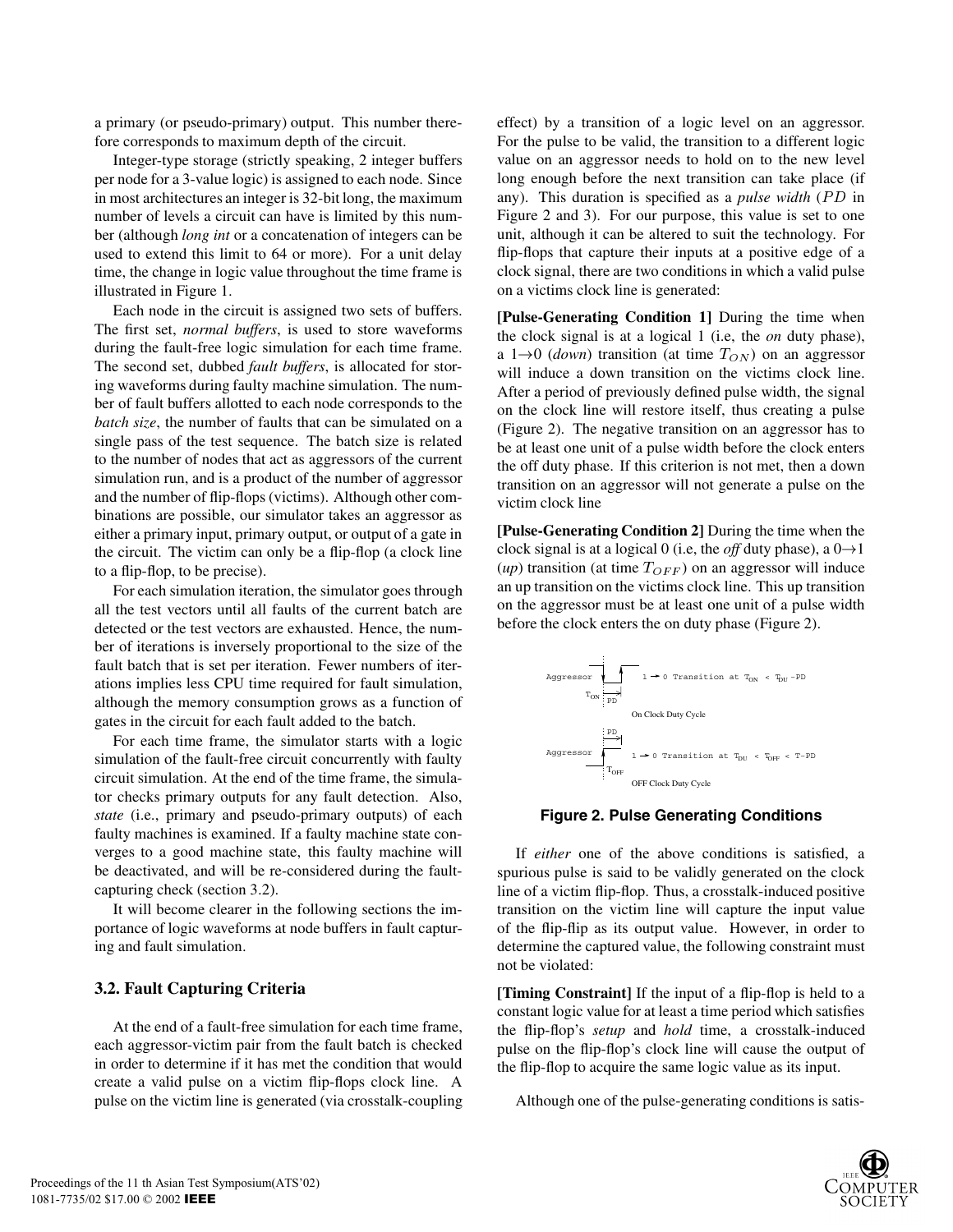a primary (or pseudo-primary) output. This number therefore corresponds to maximum depth of the circuit.

Integer-type storage (strictly speaking, 2 integer buffers per node for a 3-value logic) is assigned to each node. Since in most architectures an integer is 32-bit long, the maximum number of levels a circuit can have is limited by this number (although *long int* or a concatenation of integers can be used to extend this limit to 64 or more). For a unit delay time, the change in logic value throughout the time frame is illustrated in Figure 1.

Each node in the circuit is assigned two sets of buffers. The first set, *normal buffers*, is used to store waveforms during the fault-free logic simulation for each time frame. The second set, dubbed *fault buffers*, is allocated for storing waveforms during faulty machine simulation. The number of fault buffers allotted to each node corresponds to the *batch size*, the number of faults that can be simulated on a single pass of the test sequence. The batch size is related to the number of nodes that act as aggressors of the current simulation run, and is a product of the number of aggressor and the number of flip-flops (victims). Although other combinations are possible, our simulator takes an aggressor as either a primary input, primary output, or output of a gate in the circuit. The victim can only be a flip-flop (a clock line to a flip-flop, to be precise).

For each simulation iteration, the simulator goes through all the test vectors until all faults of the current batch are detected or the test vectors are exhausted. Hence, the number of iterations is inversely proportional to the size of the fault batch that is set per iteration. Fewer numbers of iterations implies less CPU time required for fault simulation, although the memory consumption grows as a function of gates in the circuit for each fault added to the batch.

For each time frame, the simulator starts with a logic simulation of the fault-free circuit concurrently with faulty circuit simulation. At the end of the time frame, the simulator checks primary outputs for any fault detection. Also, *state* (i.e., primary and pseudo-primary outputs) of each faulty machines is examined. If a faulty machine state converges to a good machine state, this faulty machine will be deactivated, and will be re-considered during the fault-capturing check (section 3.2).

It will become clearer in the following sections the importance of logic waveforms at node buffers in fault capturing and fault simulation.

### 3.2. Fault Capturing Criteria

At the end of a fault-free simulation for each time frame, each aggressor-victim pair from the fault batch is checked in order to determine if it has met the condition that would create a valid pulse on a victim flip-flops clock line. A pulse on the victim line is generated (via crosstalk-coupling effect) by a transition of a logic level on an aggressor. For the pulse to be valid, the transition to a different logic value on an aggressor needs to hold on to the new level long enough before the next transition can take place (if any). This duration is specified as a *pulse width* ($PD$ in Figure 2 and 3). For our purpose, this value is set to one unit, although it can be altered to suit the technology. For flip-flops that capture their inputs at a positive edge of a clock signal, there are two conditions in which a valid pulse on a victims clock line is generated:

**[Pulse-Generating Condition 1]** During the time when the clock signal is at a logical 1 (i.e, the *on* duty phase), a 1→0 (*down*) transition (at time $T_{ON}$) on an aggressor will induce a down transition on the victims clock line. After a period of previously defined pulse width, the signal on the clock line will restore itself, thus creating a pulse (Figure 2). The negative transition on an aggressor has to be at least one unit of a pulse width before the clock enters the off duty phase. If this criterion is not met, then a down transition on an aggressor will not generate a pulse on the victim clock line

**[Pulse-Generating Condition 2]** During the time when the clock signal is at a logical 0 (i.e, the *off* duty phase), a 0→1 (*up*) transition (at time $T_{OFF}$) on an aggressor will induce an up transition on the victims clock line. This up transition on the aggressor must be at least one unit of a pulse width before the clock enters the on duty phase (Figure 2).

Aggressor — $1 \rightarrow 0$ Transition at $T_{ON} < T_{DU} - PD$ ($T_{ON}$, $PD$) — On Clock Duty Cycle

Aggressor — $1 \rightarrow 0$ Transition at $T_{DU} < T_{OFF} < T - PD$ ($PD$, $T_{OFF}$) — OFF Clock Duty Cycle

**Figure 2. Pulse Generating Conditions**

If *either* one of the above conditions is satisfied, a spurious pulse is said to be validly generated on the clock line of a victim flip-flop. Thus, a crosstalk-induced positive transition on the victim line will capture the input value of the flip-flip as its output value. However, in order to determine the captured value, the following constraint must not be violated:

**[Timing Constraint]** If the input of a flip-flop is held to a constant logic value for at least a time period which satisfies the flip-flop's *setup* and *hold* time, a crosstalk-induced pulse on the flip-flop's clock line will cause the output of the flip-flop to acquire the same logic value as its input.

Although one of the pulse-generating conditions is satis-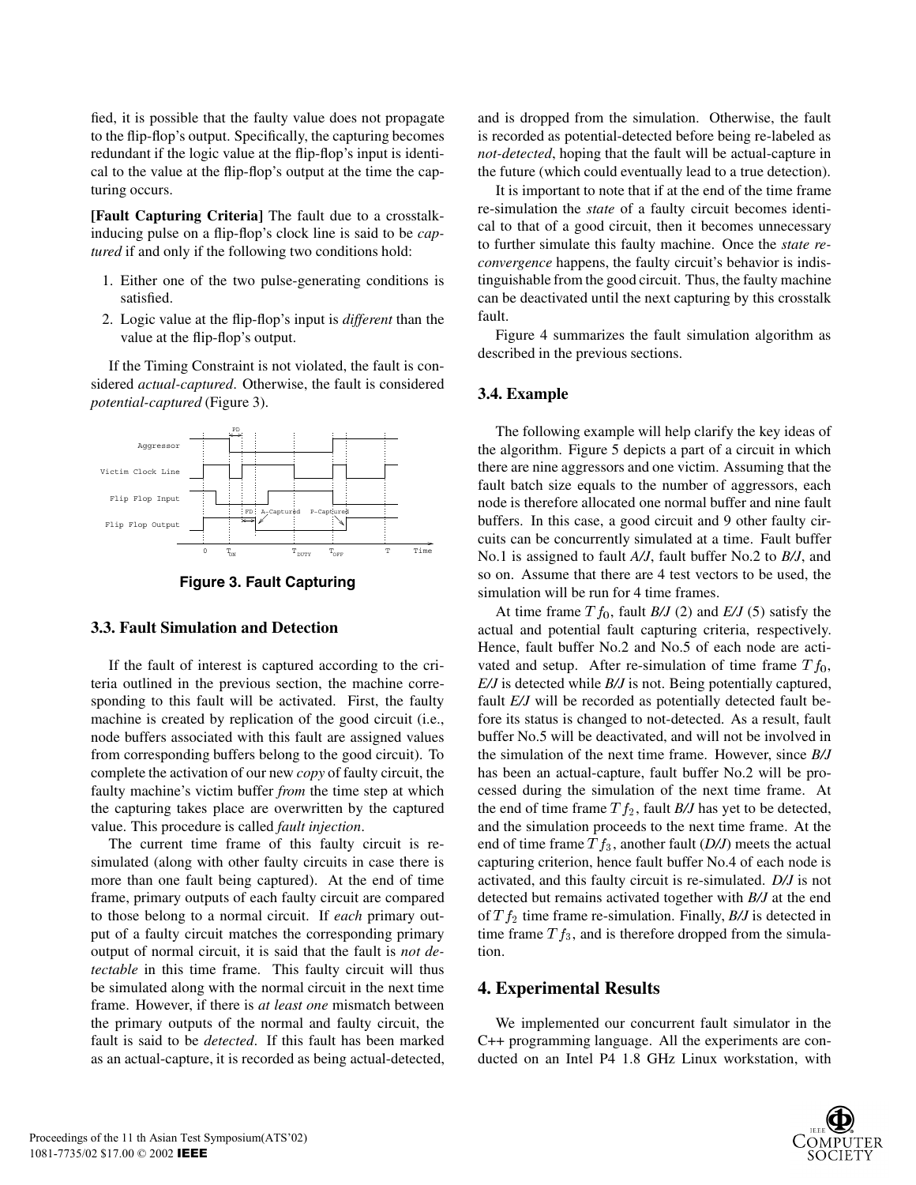fied, it is possible that the faulty value does not propagate to the flip-flop's output. Specifically, the capturing becomes redundant if the logic value at the flip-flop's input is identical to the value at the flip-flop's output at the time the capturing occurs.

**[Fault Capturing Criteria]** The fault due to a crosstalk-inducing pulse on a flip-flop's clock line is said to be *captured* if and only if the following two conditions hold:

1. Either one of the two pulse-generating conditions is satisfied.
2. Logic value at the flip-flop's input is *different* than the value at the flip-flop's output.

If the Timing Constraint is not violated, the fault is considered *actual-captured*. Otherwise, the fault is considered *potential-captured* (Figure 3).

**Figure 3. Fault Capturing**

### 3.3. Fault Simulation and Detection

If the fault of interest is captured according to the criteria outlined in the previous section, the machine corresponding to this fault will be activated. First, the faulty machine is created by replication of the good circuit (i.e., node buffers associated with this fault are assigned values from corresponding buffers belong to the good circuit). To complete the activation of our new *copy* of faulty circuit, the faulty machine's victim buffer *from* the time step at which the capturing takes place are overwritten by the captured value. This procedure is called *fault injection*.

The current time frame of this faulty circuit is re-simulated (along with other faulty circuits in case there is more than one fault being captured). At the end of time frame, primary outputs of each faulty circuit are compared to those belong to a normal circuit. If *each* primary output of a faulty circuit matches the corresponding primary output of normal circuit, it is said that the fault is *not detectable* in this time frame. This faulty circuit will thus be simulated along with the normal circuit in the next time frame. However, if there is *at least one* mismatch between the primary outputs of the normal and faulty circuit, the fault is said to be *detected*. If this fault has been marked as an actual-capture, it is recorded as being actual-detected, and is dropped from the simulation. Otherwise, the fault is recorded as potential-detected before being re-labeled as *not-detected*, hoping that the fault will be actual-capture in the future (which could eventually lead to a true detection).

It is important to note that if at the end of the time frame re-simulation the *state* of a faulty circuit becomes identical to that of a good circuit, then it becomes unnecessary to further simulate this faulty machine. Once the *state reconvergence* happens, the faulty circuit's behavior is indistinguishable from the good circuit. Thus, the faulty machine can be deactivated until the next capturing by this crosstalk fault.

Figure 4 summarizes the fault simulation algorithm as described in the previous sections.

### 3.4. Example

The following example will help clarify the key ideas of the algorithm. Figure 5 depicts a part of a circuit in which there are nine aggressors and one victim. Assuming that the fault batch size equals to the number of aggressors, each node is therefore allocated one normal buffer and nine fault buffers. In this case, a good circuit and 9 other faulty circuits can be concurrently simulated at a time. Fault buffer No.1 is assigned to fault *A/J*, fault buffer No.2 to *B/J*, and so on. Assume that there are 4 test vectors to be used, the simulation will be run for 4 time frames.

At time frame $Tf_0$, fault *B/J* (2) and *E/J* (5) satisfy the actual and potential fault capturing criteria, respectively. Hence, fault buffer No.2 and No.5 of each node are activated and setup. After re-simulation of time frame $Tf_0$, *E/J* is detected while *B/J* is not. Being potentially captured, fault *E/J* will be recorded as potentially detected fault before its status is changed to not-detected. As a result, fault buffer No.5 will be deactivated, and will not be involved in the simulation of the next time frame. However, since *B/J* has been an actual-capture, fault buffer No.2 will be processed during the simulation of the next time frame. At the end of time frame $Tf_2$, fault *B/J* has yet to be detected, and the simulation proceeds to the next time frame. At the end of time frame $Tf_3$, another fault (*D/J*) meets the actual capturing criterion, hence fault buffer No.4 of each node is activated, and this faulty circuit is re-simulated. *D/J* is not detected but remains activated together with *B/J* at the end of $Tf_2$ time frame re-simulation. Finally, *B/J* is detected in time frame $Tf_3$, and is therefore dropped from the simulation.

## 4. Experimental Results

We implemented our concurrent fault simulator in the C++ programming language. All the experiments are conducted on an Intel P4 1.8 GHz Linux workstation, with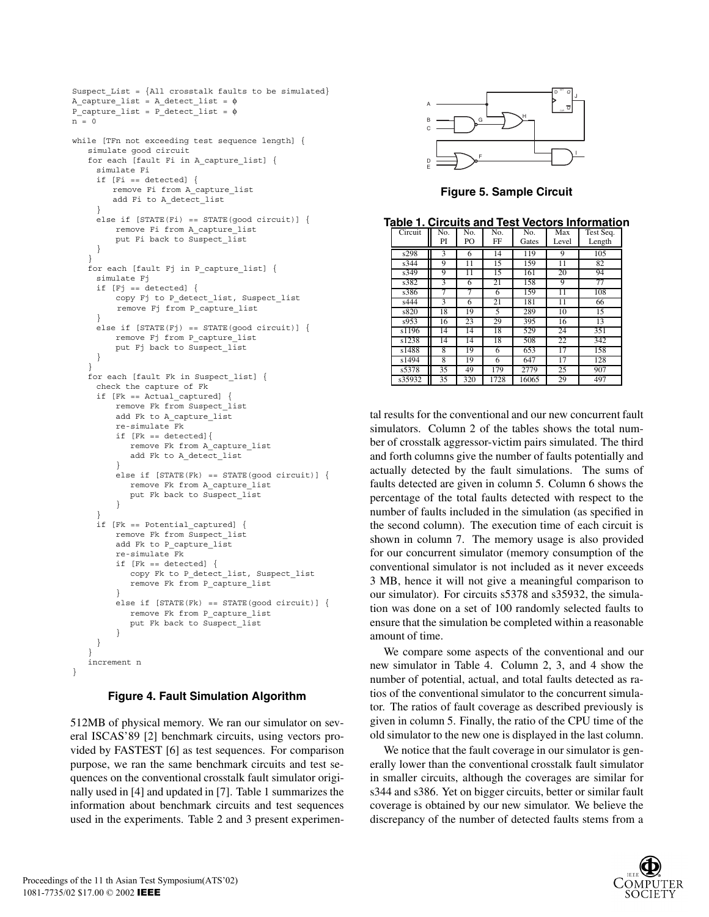```
Suspect_List = {All crosstalk faults to be simulated}
A_capture_list = A_detect_list = ϕ
P_capture_list = P_detect_list = ϕ
n = 0

while [TFn not exceeding test sequence length] {
   simulate good circuit
   for each [fault Fi in A_capture_list] {
     simulate Fi
     if [Fi == detected] {
        remove Fi from A_capture_list
        add Fi to A_detect_list
     }
     else if [STATE(Fi) == STATE(good circuit)] {
         remove Fi from A_capture_list
         put Fi back to Suspect_list
     }
   }
   for each [fault Fj in P_capture_list] {
     simulate Fj
     if [Fj == detected] {
         copy Fj to P_detect_list, Suspect_list
          remove Fj from P_capture_list
     }
     else if [STATE(Fj) == STATE(good circuit)] {
         remove Fj from P_capture_list
         put Fj back to Suspect_list
     }
   }
   for each [fault Fk in Suspect_list] {
     check the capture of Fk
     if [Fk == Actual_captured] {
         remove Fk from Suspect_list
         add Fk to A_capture_list
         re-simulate Fk
         if [Fk == detected]{
            remove Fk from A_capture_list
            add Fk to A_detect_list
         }
         else if [STATE(Fk) == STATE(good circuit)] {
            remove Fk from A_capture_list
            put Fk back to Suspect_list
         }
     }
     if [Fk == Potential_captured] {
         remove Fk from Suspect_list
         add Fk to P_capture_list
         re-simulate Fk
         if [Fk == detected] {
            copy Fk to P_detect_list, Suspect_list
            remove Fk from P_capture_list
         }
         else if [STATE(Fk) == STATE(good circuit)] {
            remove Fk from P_capture_list
            put Fk back to Suspect_list
         }
     }
   }
   increment n
}
```

**Figure 4. Fault Simulation Algorithm**

512MB of physical memory. We ran our simulator on several ISCAS'89 [2] benchmark circuits, using vectors provided by FASTEST [6] as test sequences. For comparison purpose, we ran the same benchmark circuits and test sequences on the conventional crosstalk fault simulator originally used in [4] and updated in [7]. Table 1 summarizes the information about benchmark circuits and test sequences used in the experiments. Table 2 and 3 present experimental results for the conventional and our new concurrent fault simulators. Column 2 of the tables shows the total number of crosstalk aggressor-victim pairs simulated. The third and forth columns give the number of faults potentially and actually detected by the fault simulations. The sums of faults detected are given in column 5. Column 6 shows the percentage of the total faults detected with respect to the number of faults included in the simulation (as specified in the second column). The execution time of each circuit is shown in column 7. The memory usage is also provided for our concurrent simulator (memory consumption of the conventional simulator is not included as it never exceeds 3 MB, hence it will not give a meaningful comparison to our simulator). For circuits s5378 and s35932, the simulation was done on a set of 100 randomly selected faults to ensure that the simulation be completed within a reasonable amount of time.

**Figure 5. Sample Circuit**

**Table 1. Circuits and Test Vectors Information**

| Circuit | No. PI | No. PO | No. FF | No. Gates | Max Level | Test Seq. Length |
|---|---|---|---|---|---|---|
| s298 | 3 | 6 | 14 | 119 | 9 | 105 |
| s344 | 9 | 11 | 15 | 159 | 11 | 82 |
| s349 | 9 | 11 | 15 | 161 | 20 | 94 |
| s382 | 3 | 6 | 21 | 158 | 9 | 77 |
| s386 | 7 | 7 | 6 | 159 | 11 | 108 |
| s444 | 3 | 6 | 21 | 181 | 11 | 66 |
| s820 | 18 | 19 | 5 | 289 | 10 | 15 |
| s953 | 16 | 23 | 29 | 395 | 16 | 13 |
| s1196 | 14 | 14 | 18 | 529 | 24 | 351 |
| s1238 | 14 | 14 | 18 | 508 | 22 | 342 |
| s1488 | 8 | 19 | 6 | 653 | 17 | 158 |
| s1494 | 8 | 19 | 6 | 647 | 17 | 128 |
| s5378 | 35 | 49 | 179 | 2779 | 25 | 907 |
| s35932 | 35 | 320 | 1728 | 16065 | 29 | 497 |

We compare some aspects of the conventional and our new simulator in Table 4. Column 2, 3, and 4 show the number of potential, actual, and total faults detected as ratios of the conventional simulator to the concurrent simulator. The ratios of fault coverage as described previously is given in column 5. Finally, the ratio of the CPU time of the old simulator to the new one is displayed in the last column.

We notice that the fault coverage in our simulator is generally lower than the conventional crosstalk fault simulator in smaller circuits, although the coverages are similar for s344 and s386. Yet on bigger circuits, better or similar fault coverage is obtained by our new simulator. We believe the discrepancy of the number of detected faults stems from a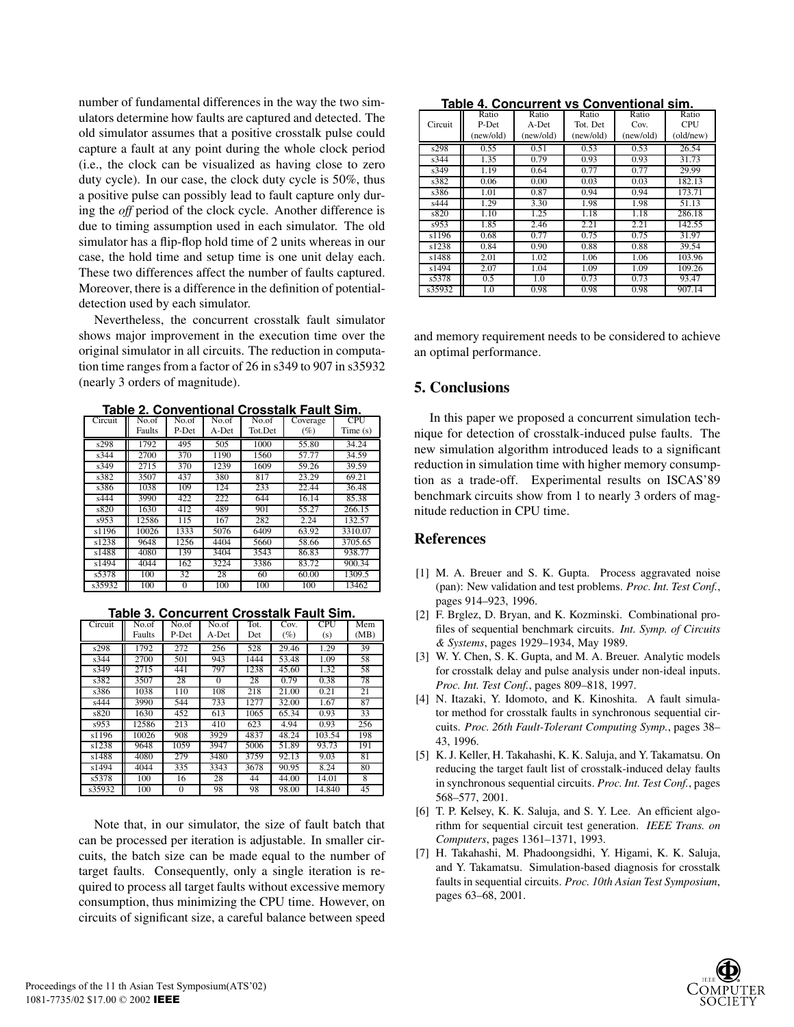number of fundamental differences in the way the two simulators determine how faults are captured and detected. The old simulator assumes that a positive crosstalk pulse could capture a fault at any point during the whole clock period (i.e., the clock can be visualized as having close to zero duty cycle). In our case, the clock duty cycle is 50%, thus a positive pulse can possibly lead to fault capture only during the *off* period of the clock cycle. Another difference is due to timing assumption used in each simulator. The old simulator has a flip-flop hold time of 2 units whereas in our case, the hold time and setup time is one unit delay each. These two differences affect the number of faults captured. Moreover, there is a difference in the definition of potential-detection used by each simulator.

Nevertheless, the concurrent crosstalk fault simulator shows major improvement in the execution time over the original simulator in all circuits. The reduction in computation time ranges from a factor of 26 in s349 to 907 in s35932 (nearly 3 orders of magnitude).

**Table 2. Conventional Crosstalk Fault Sim.**

| Circuit | No.of Faults | No.of P-Det | No.of A-Det | No.of Tot.Det | Coverage (%) | CPU Time (s) |
|---|---|---|---|---|---|---|
| s298 | 1792 | 495 | 505 | 1000 | 55.80 | 34.24 |
| s344 | 2700 | 370 | 1190 | 1560 | 57.77 | 34.59 |
| s349 | 2715 | 370 | 1239 | 1609 | 59.26 | 39.59 |
| s382 | 3507 | 437 | 380 | 817 | 23.29 | 69.21 |
| s386 | 1038 | 109 | 124 | 233 | 22.44 | 36.48 |
| s444 | 3990 | 422 | 222 | 644 | 16.14 | 85.38 |
| s820 | 1630 | 412 | 489 | 901 | 55.27 | 266.15 |
| s953 | 12586 | 115 | 167 | 282 | 2.24 | 132.57 |
| s1196 | 10026 | 1333 | 5076 | 6409 | 63.92 | 3310.07 |
| s1238 | 9648 | 1256 | 4404 | 5660 | 58.66 | 3705.65 |
| s1488 | 4080 | 139 | 3404 | 3543 | 86.83 | 938.77 |
| s1494 | 4044 | 162 | 3224 | 3386 | 83.72 | 900.34 |
| s5378 | 100 | 32 | 28 | 60 | 60.00 | 1309.5 |
| s35932 | 100 | 0 | 100 | 100 | 100 | 13462 |

**Table 3. Concurrent Crosstalk Fault Sim.**

| Circuit | No.of Faults | No.of P-Det | No.of A-Det | Tot. Det | Cov. (%) | CPU (s) | Mem (MB) |
|---|---|---|---|---|---|---|---|
| s298 | 1792 | 272 | 256 | 528 | 29.46 | 1.29 | 39 |
| s344 | 2700 | 501 | 943 | 1444 | 53.48 | 1.09 | 58 |
| s349 | 2715 | 441 | 797 | 1238 | 45.60 | 1.32 | 58 |
| s382 | 3507 | 28 | 0 | 28 | 0.79 | 0.38 | 78 |
| s386 | 1038 | 110 | 108 | 218 | 21.00 | 0.21 | 21 |
| s444 | 3990 | 544 | 733 | 1277 | 32.00 | 1.67 | 87 |
| s820 | 1630 | 452 | 613 | 1065 | 65.34 | 0.93 | 33 |
| s953 | 12586 | 213 | 410 | 623 | 4.94 | 0.93 | 256 |
| s1196 | 10026 | 908 | 3929 | 4837 | 48.24 | 103.54 | 198 |
| s1238 | 9648 | 1059 | 3947 | 5006 | 51.89 | 93.73 | 191 |
| s1488 | 4080 | 279 | 3480 | 3759 | 92.13 | 9.03 | 81 |
| s1494 | 4044 | 335 | 3343 | 3678 | 90.95 | 8.24 | 80 |
| s5378 | 100 | 16 | 28 | 44 | 44.00 | 14.01 | 8 |
| s35932 | 100 | 0 | 98 | 98 | 98.00 | 14.840 | 45 |

Note that, in our simulator, the size of fault batch that can be processed per iteration is adjustable. In smaller circuits, the batch size can be made equal to the number of target faults. Consequently, only a single iteration is required to process all target faults without excessive memory consumption, thus minimizing the CPU time. However, on circuits of significant size, a careful balance between speed and memory requirement needs to be considered to achieve an optimal performance.

**Table 4. Concurrent vs Conventional sim.**

| Circuit | Ratio P-Det (new/old) | Ratio A-Det (new/old) | Ratio Tot. Det (new/old) | Ratio Cov. (new/old) | Ratio CPU (old/new) |
|---|---|---|---|---|---|
| s298 | 0.55 | 0.51 | 0.53 | 0.53 | 26.54 |
| s344 | 1.35 | 0.79 | 0.93 | 0.93 | 31.73 |
| s349 | 1.19 | 0.64 | 0.77 | 0.77 | 29.99 |
| s382 | 0.06 | 0.00 | 0.03 | 0.03 | 182.13 |
| s386 | 1.01 | 0.87 | 0.94 | 0.94 | 173.71 |
| s444 | 1.29 | 3.30 | 1.98 | 1.98 | 51.13 |
| s820 | 1.10 | 1.25 | 1.18 | 1.18 | 286.18 |
| s953 | 1.85 | 2.46 | 2.21 | 2.21 | 142.55 |
| s1196 | 0.68 | 0.77 | 0.75 | 0.75 | 31.97 |
| s1238 | 0.84 | 0.90 | 0.88 | 0.88 | 39.54 |
| s1488 | 2.01 | 1.02 | 1.06 | 1.06 | 103.96 |
| s1494 | 2.07 | 1.04 | 1.09 | 1.09 | 109.26 |
| s5378 | 0.5 | 1.0 | 0.73 | 0.73 | 93.47 |
| s35932 | 1.0 | 0.98 | 0.98 | 0.98 | 907.14 |

## 5. Conclusions

In this paper we proposed a concurrent simulation technique for detection of crosstalk-induced pulse faults. The new simulation algorithm introduced leads to a significant reduction in simulation time with higher memory consumption as a trade-off. Experimental results on ISCAS'89 benchmark circuits show from 1 to nearly 3 orders of magnitude reduction in CPU time.

## References

[1] M. A. Breuer and S. K. Gupta. Process aggravated noise (pan): New validation and test problems. *Proc. Int. Test Conf.*, pages 914–923, 1996.

[2] F. Brglez, D. Bryan, and K. Kozminski. Combinational profiles of sequential benchmark circuits. *Int. Symp. of Circuits & Systems*, pages 1929–1934, May 1989.

[3] W. Y. Chen, S. K. Gupta, and M. A. Breuer. Analytic models for crosstalk delay and pulse analysis under non-ideal inputs. *Proc. Int. Test Conf.*, pages 809–818, 1997.

[4] N. Itazaki, Y. Idomoto, and K. Kinoshita. A fault simulator method for crosstalk faults in synchronous sequential circuits. *Proc. 26th Fault-Tolerant Computing Symp.*, pages 38–43, 1996.

[5] K. J. Keller, H. Takahashi, K. K. Saluja, and Y. Takamatsu. On reducing the target fault list of crosstalk-induced delay faults in synchronous sequential circuits. *Proc. Int. Test Conf.*, pages 568–577, 2001.

[6] T. P. Kelsey, K. K. Saluja, and S. Y. Lee. An efficient algorithm for sequential circuit test generation. *IEEE Trans. on Computers*, pages 1361–1371, 1993.

[7] H. Takahashi, M. Phadoongsidhi, Y. Higami, K. K. Saluja, and Y. Takamatsu. Simulation-based diagnosis for crosstalk faults in sequential circuits. *Proc. 10th Asian Test Symposium*, pages 63–68, 2001.